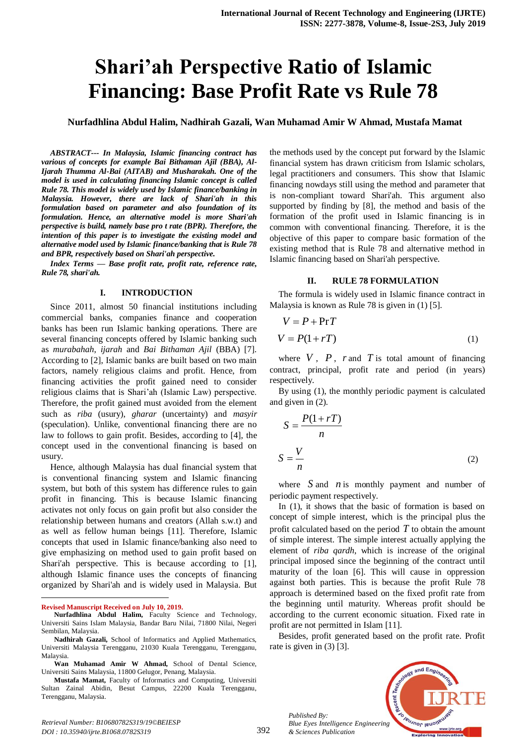# Shari'ah Perspective Ratio of Islamic Financing: Base Profit Rate vs Rule 78

**Nurfadhlina Abdul Halim, Nadhirah Gazali, Wan Muhamad Amir W Ahmad, Mustafa Mamat**

***ABSTRACT--- In Malaysia, Islamic financing contract has various of concepts for example Bai Bithaman Ajil (BBA), Al-Ijarah Thumma Al-Bai (AITAB) and Musharakah. One of the model is used in calculating financing Islamic concept is called Rule 78. This model is widely used by Islamic finance/banking in Malaysia. However, there are lack of Shari'ah in this formulation based on parameter and also foundation of its formulation. Hence, an alternative model is more Shari'ah perspective is build, namely base pro t rate (BPR). Therefore, the intention of this paper is to investigate the existing model and alternative model used by Islamic finance/banking that is Rule 78 and BPR, respectively based on Shari'ah perspective.***

***Index Terms — Base profit rate, profit rate, reference rate, Rule 78, shari'ah.***

## I. INTRODUCTION

Since 2011, almost 50 financial institutions including commercial banks, companies finance and cooperation banks has been run Islamic banking operations. There are several financing concepts offered by Islamic banking such as *murabahah*, *ijarah* and *Bai Bithaman Ajil* (BBA) [7]. According to [2], Islamic banks are built based on two main factors, namely religious claims and profit. Hence, from financing activities the profit gained need to consider religious claims that is Shari'ah (Islamic Law) perspective. Therefore, the profit gained must avoided from the element such as *riba* (usury), *gharar* (uncertainty) and *masyir* (speculation). Unlike, conventional financing there are no law to follows to gain profit. Besides, according to [4], the concept used in the conventional financing is based on usury.

Hence, although Malaysia has dual financial system that is conventional financing system and Islamic financing system, but both of this system has difference rules to gain profit in financing. This is because Islamic financing activates not only focus on gain profit but also consider the relationship between humans and creators (Allah s.w.t) and as well as fellow human beings [11]. Therefore, Islamic concepts that used in Islamic finance/banking also need to give emphasizing on method used to gain profit based on Shari'ah perspective. This is because according to [1], although Islamic finance uses the concepts of financing organized by Shari'ah and is widely used in Malaysia. But the methods used by the concept put forward by the Islamic financial system has drawn criticism from Islamic scholars, legal practitioners and consumers. This show that Islamic financing nowdays still using the method and parameter that is non-compliant toward Shari'ah. This argument also supported by finding by [8], the method and basis of the formation of the profit used in Islamic financing is in common with conventional financing. Therefore, it is the objective of this paper to compare basic formation of the existing method that is Rule 78 and alternative method in Islamic financing based on Shari'ah perspective.

## II. RULE 78 FORMULATION

The formula is widely used in Islamic finance contract in Malaysia is known as Rule 78 is given in (1) [5].

$$V = P + \Pr T$$

$$V = P(1 + rT) \tag{1}$$

where $V$, $P$, $r$ and $T$ is total amount of financing contract, principal, profit rate and period (in years) respectively.

By using (1), the monthly periodic payment is calculated and given in (2).

$$S = \frac{P(1 + rT)}{n}$$

$$S = \frac{V}{n} \tag{2}$$

where $S$ and $n$ is monthly payment and number of periodic payment respectively.

In (1), it shows that the basic of formation is based on concept of simple interest, which is the principal plus the profit calculated based on the period $T$ to obtain the amount of simple interest. The simple interest actually applying the element of *riba qardh*, which is increase of the original principal imposed since the beginning of the contract until maturity of the loan [6]. This will cause in oppression against both parties. This is because the profit Rule 78 approach is determined based on the fixed profit rate from the beginning until maturity. Whereas profit should be according to the current economic situation. Fixed rate in profit are not permitted in Islam [11].

Besides, profit generated based on the profit rate. Profit rate is given in (3) [3].

---

**Revised Manuscript Received on July 10, 2019.**

**Nurfadhlina Abdul Halim,** Faculty Science and Technology, Universiti Sains Islam Malaysia, Bandar Baru Nilai, 71800 Nilai, Negeri Sembilan, Malaysia.

**Nadhirah Gazali,** School of Informatics and Applied Mathematics, Universiti Malaysia Terengganu, 21030 Kuala Terengganu, Terengganu, Malaysia.

**Wan Muhamad Amir W Ahmad,** School of Dental Science, Universiti Sains Malaysia, 11800 Gelugor, Penang, Malaysia.

**Mustafa Mamat,** Faculty of Informatics and Computing, Universiti Sultan Zainal Abidin, Besut Campus, 22200 Kuala Terengganu, Terengganu, Malaysia.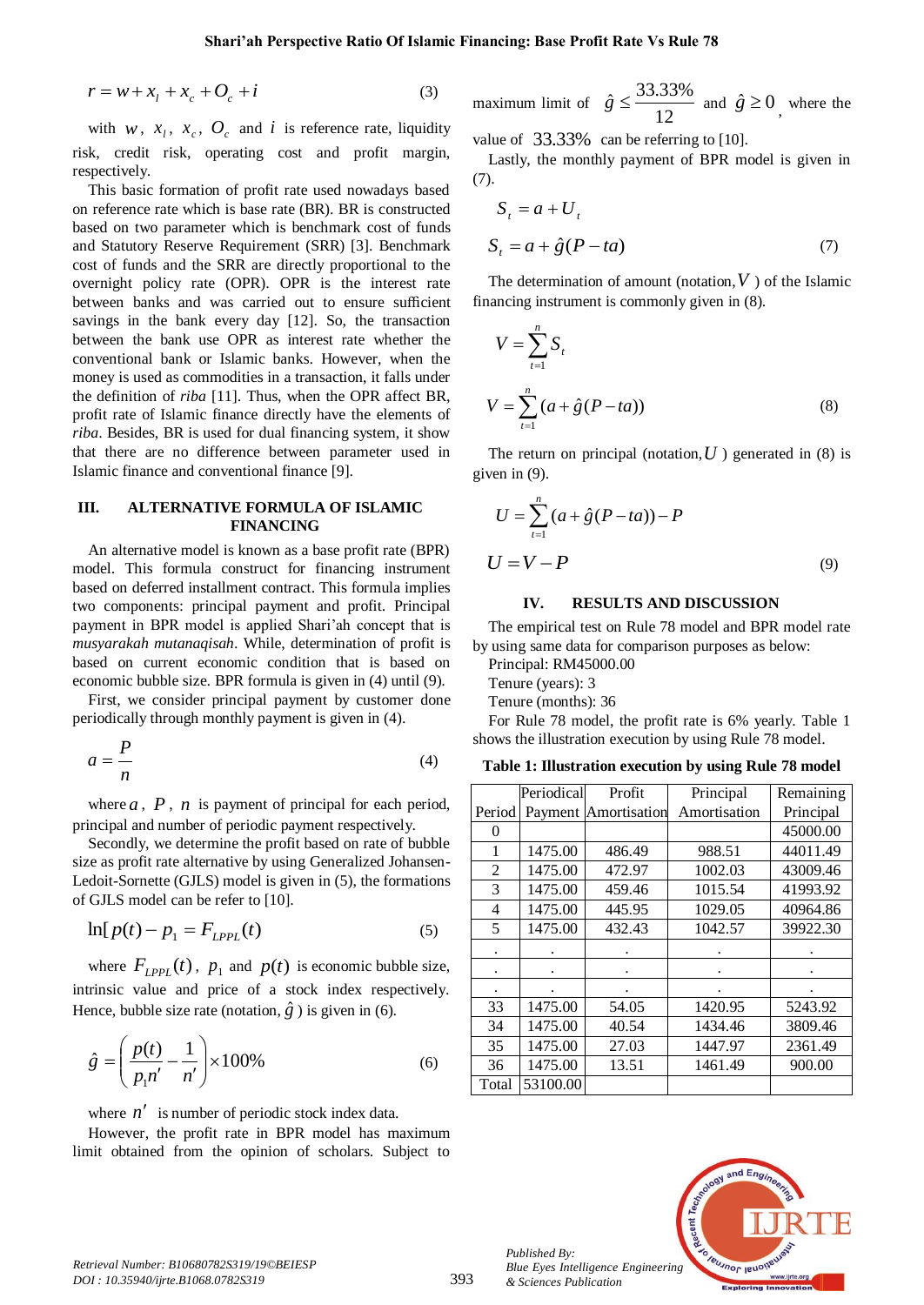$$r = w + x_l + x_c + O_c + i \quad (3)$$

with $w$, $x_l$, $x_c$, $O_c$ and $i$ is reference rate, liquidity risk, credit risk, operating cost and profit margin, respectively.

This basic formation of profit rate used nowadays based on reference rate which is base rate (BR). BR is constructed based on two parameter which is benchmark cost of funds and Statutory Reserve Requirement (SRR) [3]. Benchmark cost of funds and the SRR are directly proportional to the overnight policy rate (OPR). OPR is the interest rate between banks and was carried out to ensure sufficient savings in the bank every day [12]. So, the transaction between the bank use OPR as interest rate whether the conventional bank or Islamic banks. However, when the money is used as commodities in a transaction, it falls under the definition of *riba* [11]. Thus, when the OPR affect BR, profit rate of Islamic finance directly have the elements of *riba*. Besides, BR is used for dual financing system, it show that there are no difference between parameter used in Islamic finance and conventional finance [9].

## III. ALTERNATIVE FORMULA OF ISLAMIC FINANCING

An alternative model is known as a base profit rate (BPR) model. This formula construct for financing instrument based on deferred installment contract. This formula implies two components: principal payment and profit. Principal payment in BPR model is applied Shari'ah concept that is *musyarakah mutanaqisah*. While, determination of profit is based on current economic condition that is based on economic bubble size. BPR formula is given in (4) until (9).

First, we consider principal payment by customer done periodically through monthly payment is given in (4).

$$a = \frac{P}{n} \quad (4)$$

where $a$, $P$, $n$ is payment of principal for each period, principal and number of periodic payment respectively.

Secondly, we determine the profit based on rate of bubble size as profit rate alternative by using Generalized Johansen-Ledoit-Sornette (GJLS) model is given in (5), the formations of GJLS model can be refer to [10].

$$\ln[p(t) - p_1 = F_{LPPL}(t) \quad (5)$$

where $F_{LPPL}(t)$, $p_1$ and $p(t)$ is economic bubble size, intrinsic value and price of a stock index respectively. Hence, bubble size rate (notation, $\hat{g}$) is given in (6).

$$\hat{g} = \left( \frac{p(t)}{p_1 n'} - \frac{1}{n'} \right) \times 100\% \quad (6)$$

where $n'$ is number of periodic stock index data.

However, the profit rate in BPR model has maximum limit obtained from the opinion of scholars. Subject to maximum limit of $\hat{g} \leq \frac{33.33\%}{12}$ and $\hat{g} \geq 0$, where the value of $33.33\%$ can be referring to [10].

Lastly, the monthly payment of BPR model is given in (7).

$$S_t = a + U_t$$

$$S_t = a + \hat{g}(P - ta) \quad (7)$$

The determination of amount (notation, $V$) of the Islamic financing instrument is commonly given in (8).

$$V = \sum_{t=1}^{n} S_t$$

$$V = \sum_{t=1}^{n} (a + \hat{g}(P - ta)) \quad (8)$$

The return on principal (notation, $U$) generated in (8) is given in (9).

$$U = \sum_{t=1}^{n} (a + \hat{g}(P - ta)) - P$$

$$U = V - P \quad (9)$$

## IV. RESULTS AND DISCUSSION

The empirical test on Rule 78 model and BPR model rate by using same data for comparison purposes as below:

Principal: RM45000.00

Tenure (years): 3

Tenure (months): 36

For Rule 78 model, the profit rate is 6% yearly. Table 1 shows the illustration execution by using Rule 78 model.

**Table 1: Illustration execution by using Rule 78 model**

| Period | Periodical Payment | Profit Amortisation | Principal Amortisation | Remaining Principal |
|---|---|---|---|---|
| 0 | | | | 45000.00 |
| 1 | 1475.00 | 486.49 | 988.51 | 44011.49 |
| 2 | 1475.00 | 472.97 | 1002.03 | 43009.46 |
| 3 | 1475.00 | 459.46 | 1015.54 | 41993.92 |
| 4 | 1475.00 | 445.95 | 1029.05 | 40964.86 |
| 5 | 1475.00 | 432.43 | 1042.57 | 39922.30 |
| . | . | . | . | . |
| . | . | . | . | . |
| . | . | . | . | . |
| 33 | 1475.00 | 54.05 | 1420.95 | 5243.92 |
| 34 | 1475.00 | 40.54 | 1434.46 | 3809.46 |
| 35 | 1475.00 | 27.03 | 1447.97 | 2361.49 |
| 36 | 1475.00 | 13.51 | 1461.49 | 900.00 |
| Total | 53100.00 | | | |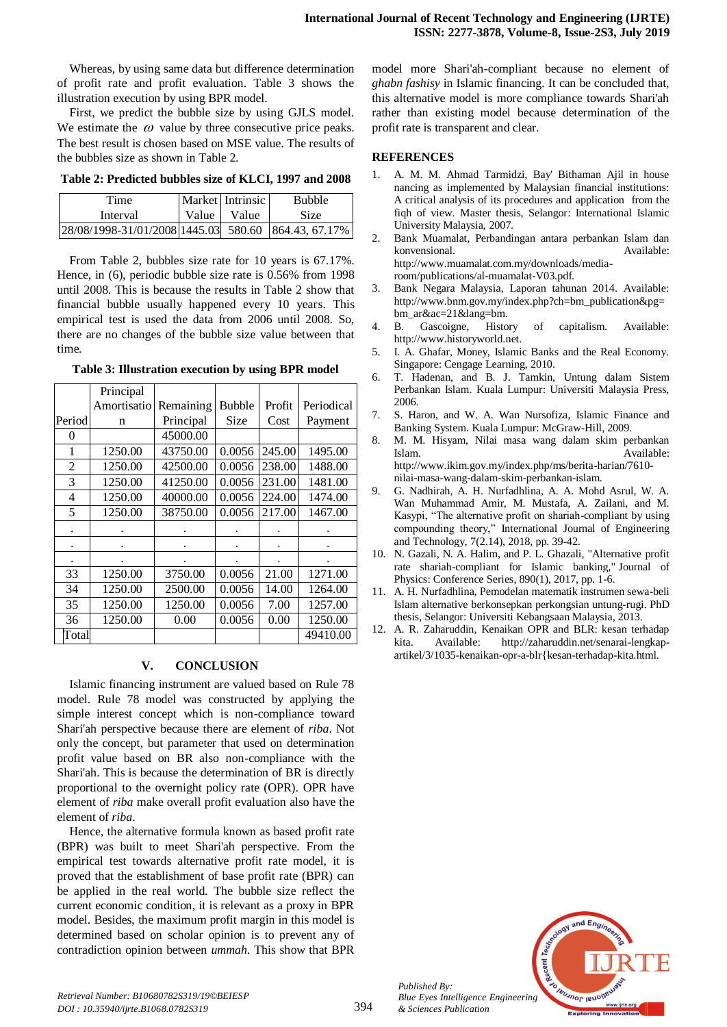Whereas, by using same data but difference determination of profit rate and profit evaluation. Table 3 shows the illustration execution by using BPR model.

First, we predict the bubble size by using GJLS model. We estimate the $\omega$ value by three consecutive price peaks. The best result is chosen based on MSE value. The results of the bubbles size as shown in Table 2.

**Table 2: Predicted bubbles size of KLCI, 1997 and 2008**

| Time Interval | Market Value | Intrinsic Value | Bubble Size |
|---|---|---|---|
| 28/08/1998-31/01/2008 | 1445.03 | 580.60 | 864.43, 67.17% |

From Table 2, bubbles size rate for 10 years is 67.17%. Hence, in (6), periodic bubble size rate is 0.56% from 1998 until 2008. This is because the results in Table 2 show that financial bubble usually happened every 10 years. This empirical test is used the data from 2006 until 2008. So, there are no changes of the bubble size value between that time.

**Table 3: Illustration execution by using BPR model**

| Period | Principal Amortisation | Remaining Principal | Bubble Size | Profit Cost | Periodical Payment |
|---|---|---|---|---|---|
| 0 | | 45000.00 | | | |
| 1 | 1250.00 | 43750.00 | 0.0056 | 245.00 | 1495.00 |
| 2 | 1250.00 | 42500.00 | 0.0056 | 238.00 | 1488.00 |
| 3 | 1250.00 | 41250.00 | 0.0056 | 231.00 | 1481.00 |
| 4 | 1250.00 | 40000.00 | 0.0056 | 224.00 | 1474.00 |
| 5 | 1250.00 | 38750.00 | 0.0056 | 217.00 | 1467.00 |
| . | . | . | . | . | . |
| . | . | . | . | . | . |
| . | . | . | . | . | . |
| 33 | 1250.00 | 3750.00 | 0.0056 | 21.00 | 1271.00 |
| 34 | 1250.00 | 2500.00 | 0.0056 | 14.00 | 1264.00 |
| 35 | 1250.00 | 1250.00 | 0.0056 | 7.00 | 1257.00 |
| 36 | 1250.00 | 0.00 | 0.0056 | 0.00 | 1250.00 |
| Total | | | | | 49410.00 |

## V. CONCLUSION

Islamic financing instrument are valued based on Rule 78 model. Rule 78 model was constructed by applying the simple interest concept which is non-compliance toward Shari'ah perspective because there are element of *riba*. Not only the concept, but parameter that used on determination profit value based on BR also non-compliance with the Shari'ah. This is because the determination of BR is directly proportional to the overnight policy rate (OPR). OPR have element of *riba* make overall profit evaluation also have the element of *riba*.

Hence, the alternative formula known as based profit rate (BPR) was built to meet Shari'ah perspective. From the empirical test towards alternative profit rate model, it is proved that the establishment of base profit rate (BPR) can be applied in the real world. The bubble size reflect the current economic condition, it is relevant as a proxy in BPR model. Besides, the maximum profit margin in this model is determined based on scholar opinion is to prevent any of contradiction opinion between *ummah*. This show that BPR model more Shari'ah-compliant because no element of *ghabn fashisy* in Islamic financing. It can be concluded that, this alternative model is more compliance towards Shari'ah rather than existing model because determination of the profit rate is transparent and clear.

## REFERENCES

1. A. M. M. Ahmad Tarmidzi, Bay' Bithaman Ajil in house nancing as implemented by Malaysian financial institutions: A critical analysis of its procedures and application from the fiqh of view. Master thesis, Selangor: International Islamic University Malaysia, 2007.
2. Bank Muamalat, Perbandingan antara perbankan Islam dan konvensional. Available: http://www.muamalat.com.my/downloads/media-room/publications/al-muamalat-V03.pdf.
3. Bank Negara Malaysia, Laporan tahunan 2014. Available: http://www.bnm.gov.my/index.php?ch=bm_publication&pg=bm_ar&ac=21&lang=bm.
4. B. Gascoigne, History of capitalism. Available: http://www.historyworld.net.
5. I. A. Ghafar, Money, Islamic Banks and the Real Economy. Singapore: Cengage Learning, 2010.
6. T. Hadenan, and B. J. Tamkin, Untung dalam Sistem Perbankan Islam. Kuala Lumpur: Universiti Malaysia Press, 2006.
7. S. Haron, and W. A. Wan Nursofiza, Islamic Finance and Banking System. Kuala Lumpur: McGraw-Hill, 2009.
8. M. M. Hisyam, Nilai masa wang dalam skim perbankan Islam. Available: http://www.ikim.gov.my/index.php/ms/berita-harian/7610-nilai-masa-wang-dalam-skim-perbankan-islam.
9. G. Nadhirah, A. H. Nurfadhlina, A. A. Mohd Asrul, W. A. Wan Muhammad Amir, M. Mustafa, A. Zailani, and M. Kasypi, "The alternative profit on shariah-compliant by using compounding theory," International Journal of Engineering and Technology, 7(2.14), 2018, pp. 39-42.
10. N. Gazali, N. A. Halim, and P. L. Ghazali, "Alternative profit rate shariah-compliant for Islamic banking," Journal of Physics: Conference Series, 890(1), 2017, pp. 1-6.
11. A. H. Nurfadhlina, Pemodelan matematik instrumen sewa-beli Islam alternative berkonsepkan perkongsian untung-rugi. PhD thesis, Selangor: Universiti Kebangsaan Malaysia, 2013.
12. A. R. Zaharuddin, Kenaikan OPR and BLR: kesan terhadap kita. Available: http://zaharuddin.net/senarai-lengkap-artikel/3/1035-kenaikan-opr-a-blr{kesan-terhadap-kita.html.